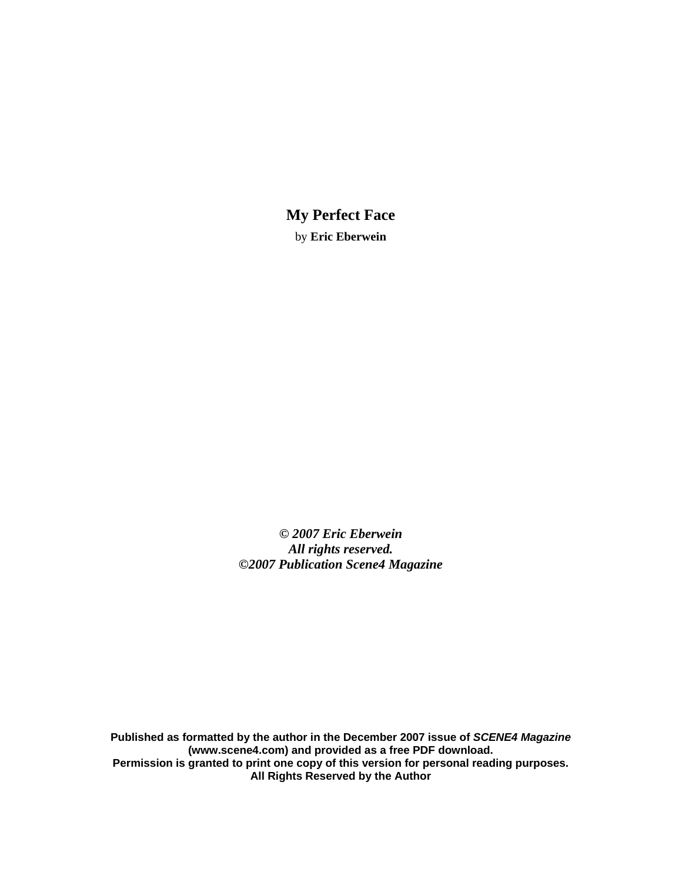# My Perfect Face

by **Eric Eberwein**

***© 2007 Eric Eberwein***
***All rights reserved.***
***©2007 Publication Scene4 Magazine***

**Published as formatted by the author in the December 2007 issue of *SCENE4 Magazine* (www.scene4.com) and provided as a free PDF download.**
**Permission is granted to print one copy of this version for personal reading purposes.**
**All Rights Reserved by the Author**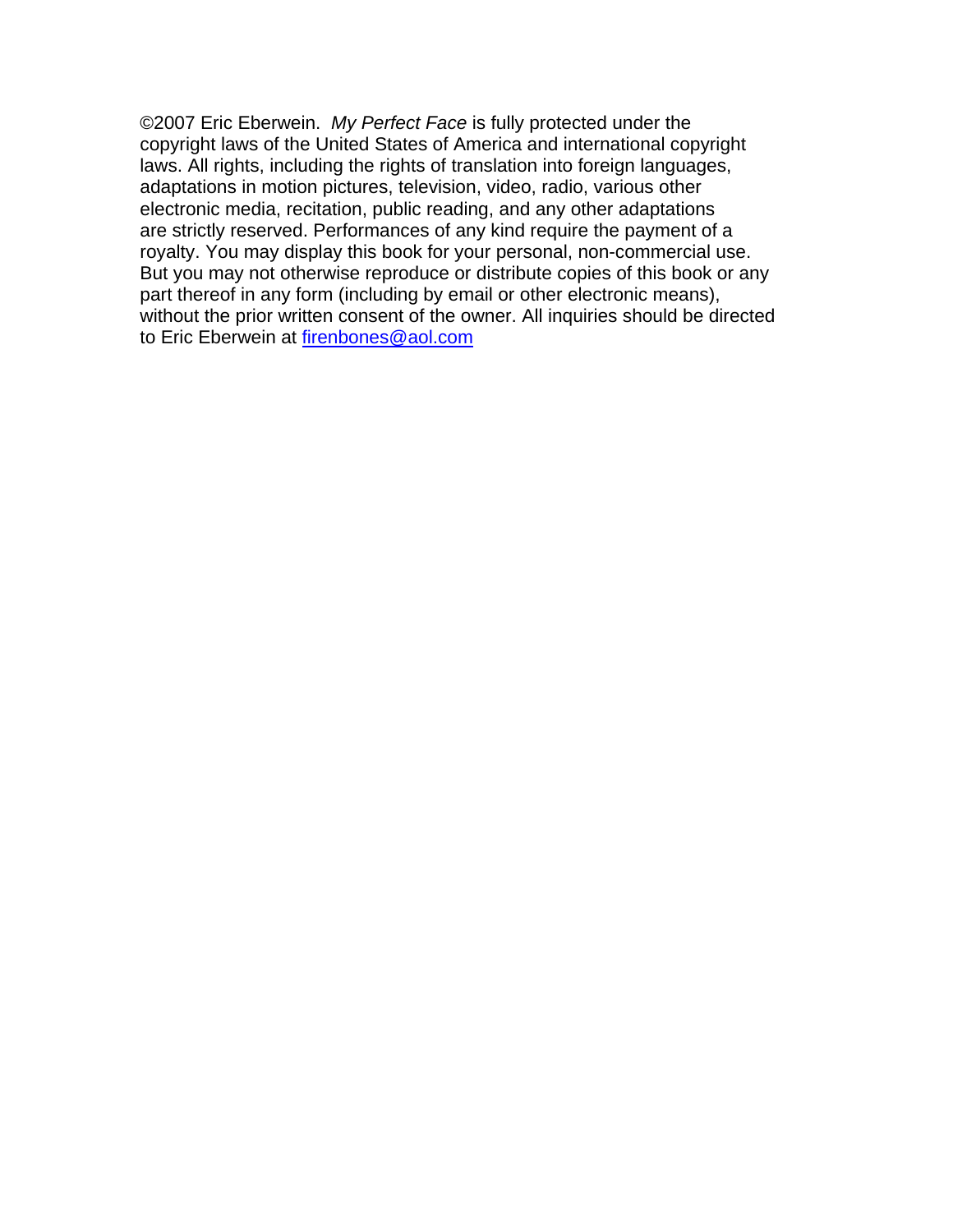©2007 Eric Eberwein. *My Perfect Face* is fully protected under the copyright laws of the United States of America and international copyright laws. All rights, including the rights of translation into foreign languages, adaptations in motion pictures, television, video, radio, various other electronic media, recitation, public reading, and any other adaptations are strictly reserved. Performances of any kind require the payment of a royalty. You may display this book for your personal, non-commercial use. But you may not otherwise reproduce or distribute copies of this book or any part thereof in any form (including by email or other electronic means), without the prior written consent of the owner. All inquiries should be directed to Eric Eberwein at firenbones@aol.com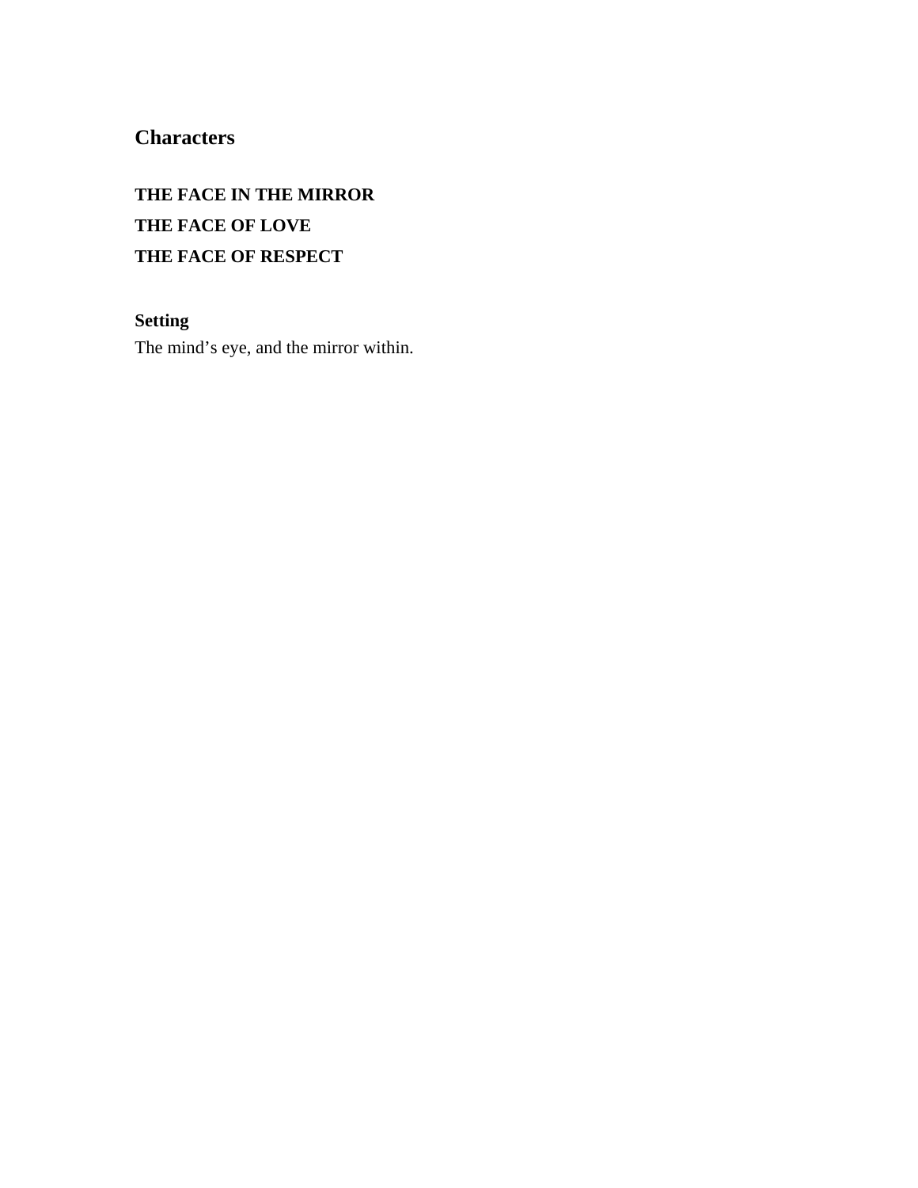## Characters

**THE FACE IN THE MIRROR**
**THE FACE OF LOVE**
**THE FACE OF RESPECT**

**Setting**
The mind’s eye, and the mirror within.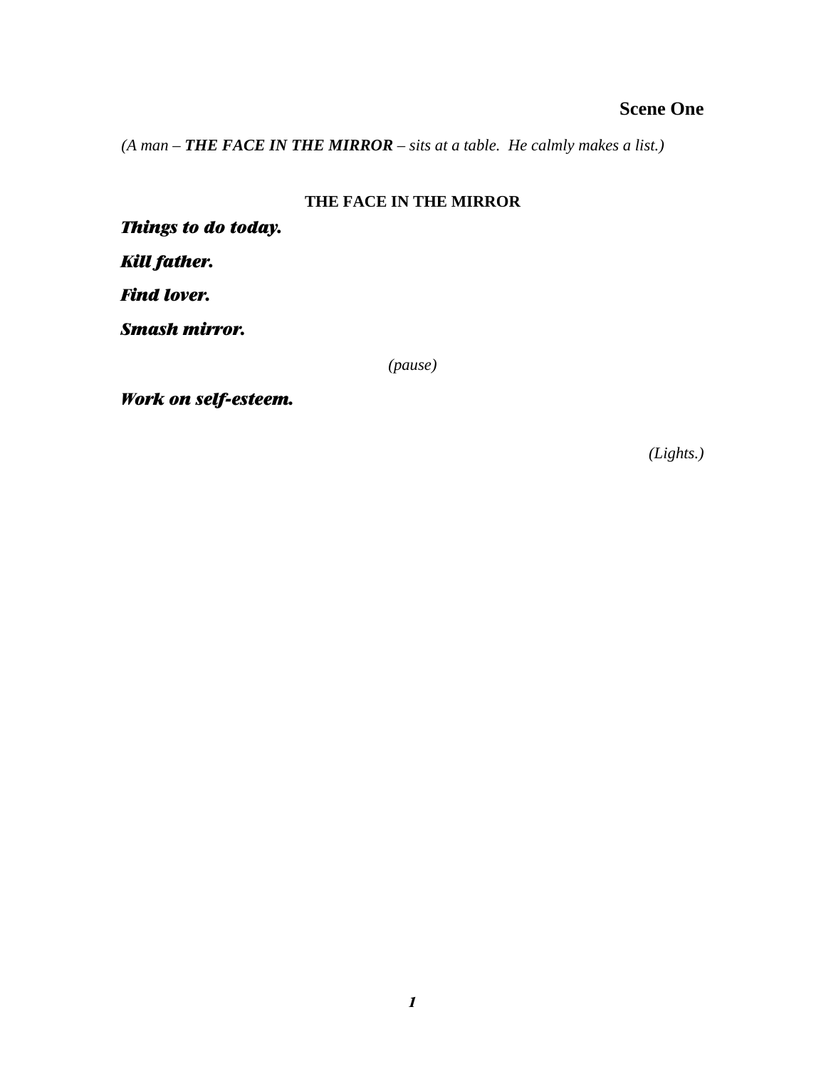## Scene One

*(A man – **THE FACE IN THE MIRROR** – sits at a table. He calmly makes a list.)*

**THE FACE IN THE MIRROR**

***Things to do today.***

***Kill father.***

***Find lover.***

***Smash mirror.***

*(pause)*

***Work on self-esteem.***

*(Lights.)*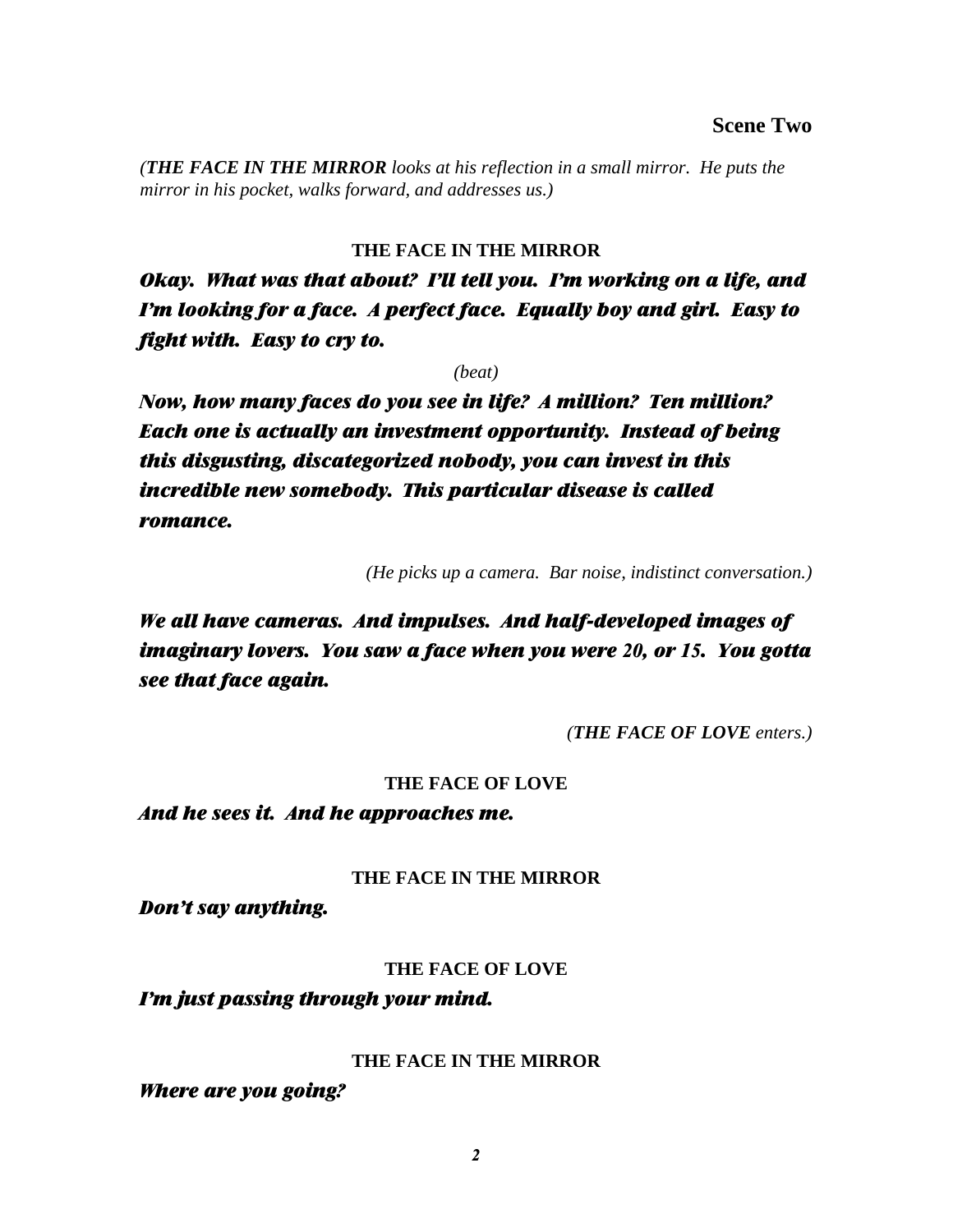## Scene Two

*(**THE FACE IN THE MIRROR** looks at his reflection in a small mirror. He puts the mirror in his pocket, walks forward, and addresses us.)*

**THE FACE IN THE MIRROR**

***Okay. What was that about? I'll tell you. I'm working on a life, and I'm looking for a face. A perfect face. Equally boy and girl. Easy to fight with. Easy to cry to.***

*(beat)*

***Now, how many faces do you see in life? A million? Ten million? Each one is actually an investment opportunity. Instead of being this disgusting, discategorized nobody, you can invest in this incredible new somebody. This particular disease is called romance.***

*(He picks up a camera. Bar noise, indistinct conversation.)*

***We all have cameras. And impulses. And half-developed images of imaginary lovers. You saw a face when you were 20, or 15. You gotta see that face again.***

*(**THE FACE OF LOVE** enters.)*

**THE FACE OF LOVE**

***And he sees it. And he approaches me.***

**THE FACE IN THE MIRROR**

***Don't say anything.***

**THE FACE OF LOVE**

***I'm just passing through your mind.***

**THE FACE IN THE MIRROR**

***Where are you going?***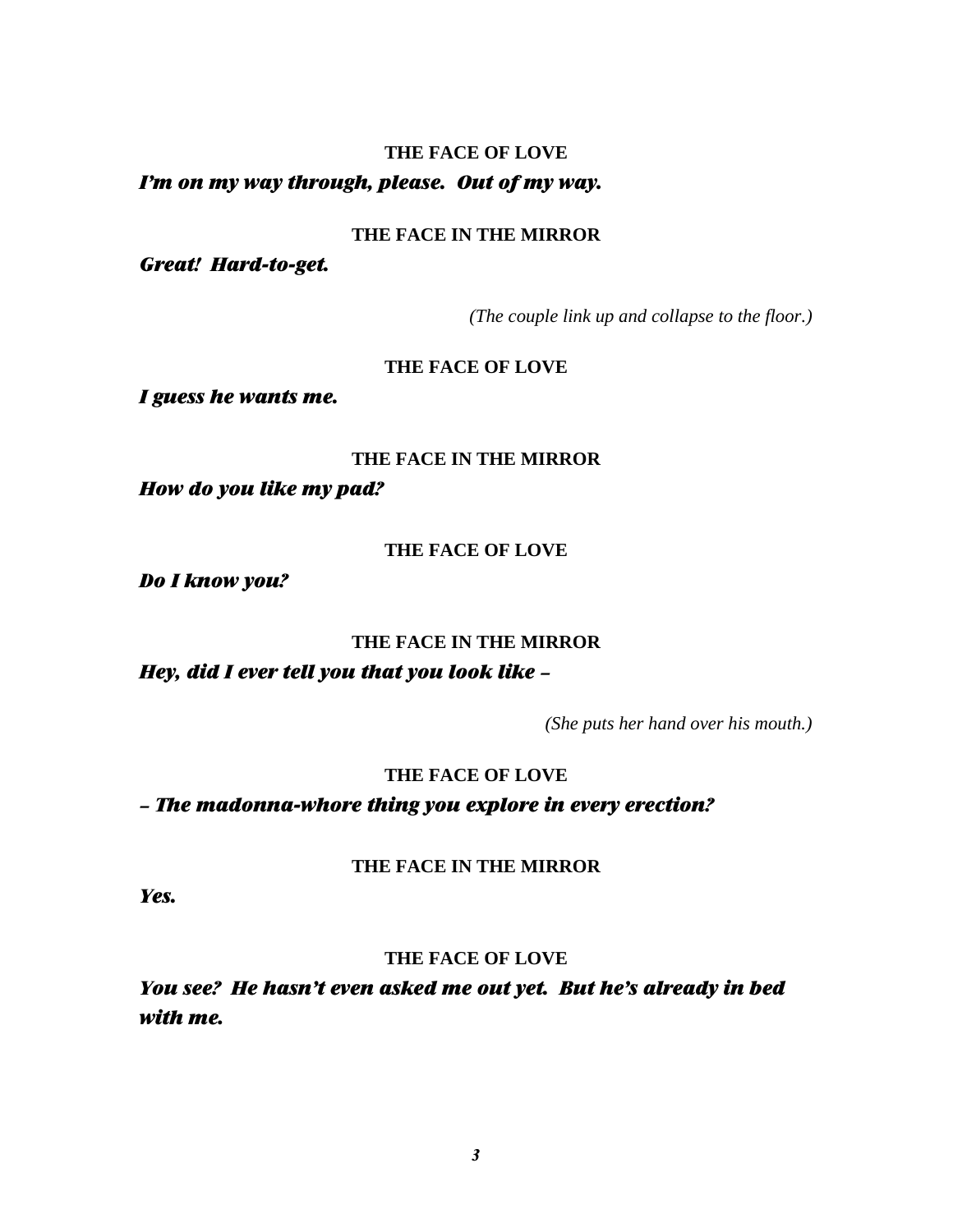**THE FACE OF LOVE**

***I'm on my way through, please.  Out of my way.***

**THE FACE IN THE MIRROR**

***Great!  Hard-to-get.***

*(The couple link up and collapse to the floor.)*

**THE FACE OF LOVE**

***I guess he wants me.***

**THE FACE IN THE MIRROR**

***How do you like my pad?***

**THE FACE OF LOVE**

***Do I know you?***

**THE FACE IN THE MIRROR**

***Hey, did I ever tell you that you look like –***

*(She puts her hand over his mouth.)*

**THE FACE OF LOVE**

***– The madonna-whore thing you explore in every erection?***

**THE FACE IN THE MIRROR**

***Yes.***

**THE FACE OF LOVE**

***You see?  He hasn't even asked me out yet.  But he's already in bed with me.***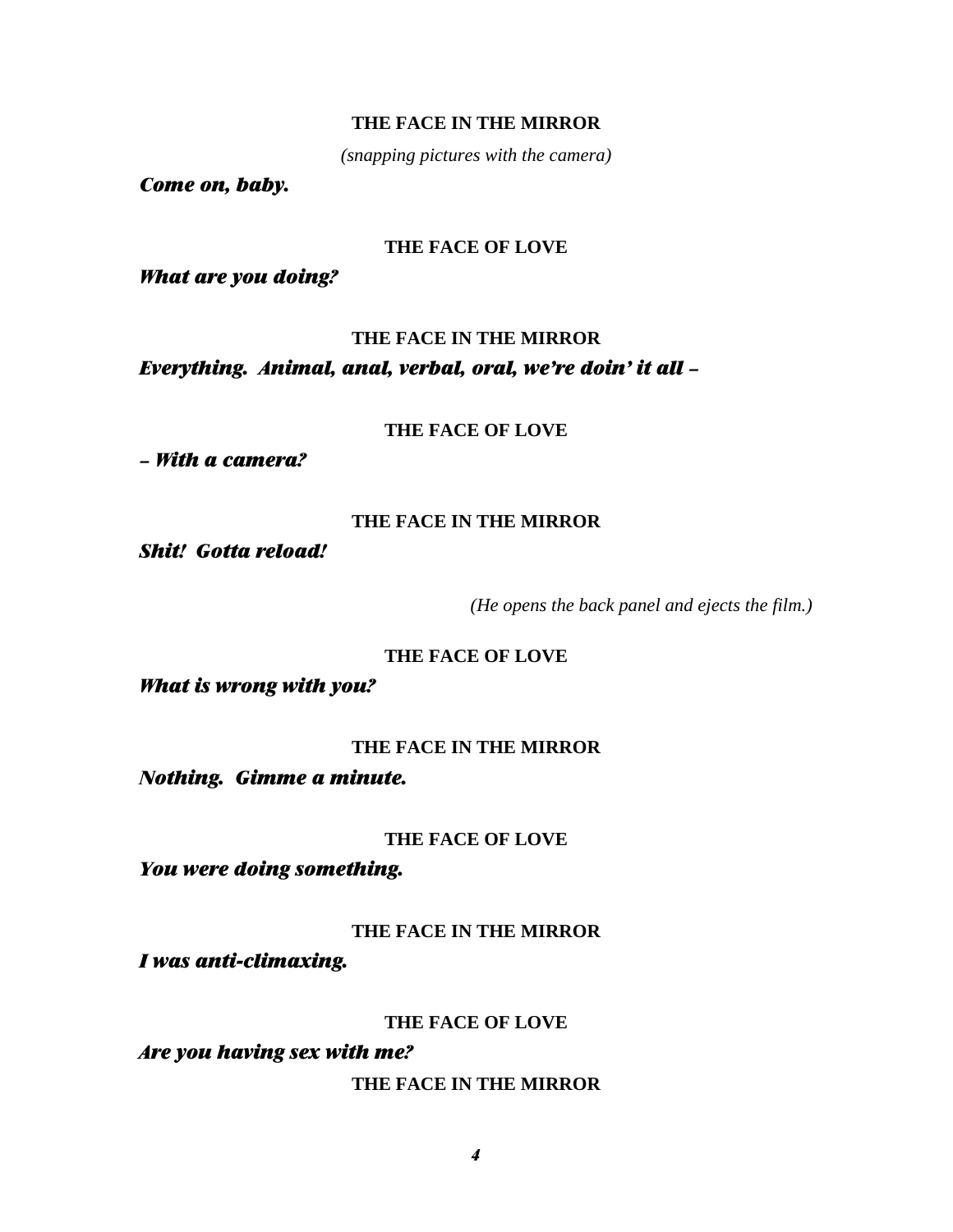**THE FACE IN THE MIRROR**

*(snapping pictures with the camera)*

***Come on, baby.***

**THE FACE OF LOVE**

***What are you doing?***

**THE FACE IN THE MIRROR**

***Everything. Animal, anal, verbal, oral, we're doin' it all –***

**THE FACE OF LOVE**

***– With a camera?***

**THE FACE IN THE MIRROR**

***Shit! Gotta reload!***

*(He opens the back panel and ejects the film.)*

**THE FACE OF LOVE**

***What is wrong with you?***

**THE FACE IN THE MIRROR**

***Nothing. Gimme a minute.***

**THE FACE OF LOVE**

***You were doing something.***

**THE FACE IN THE MIRROR**

***I was anti-climaxing.***

**THE FACE OF LOVE**

***Are you having sex with me?***

**THE FACE IN THE MIRROR**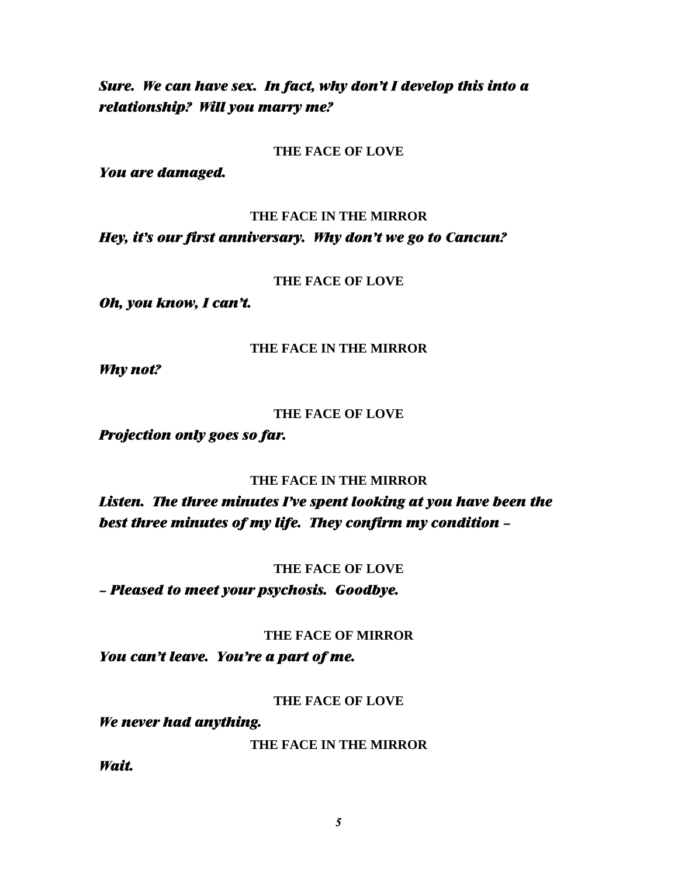***Sure. We can have sex. In fact, why don't I develop this into a relationship? Will you marry me?***

**THE FACE OF LOVE**

***You are damaged.***

**THE FACE IN THE MIRROR**

***Hey, it's our first anniversary. Why don't we go to Cancun?***

**THE FACE OF LOVE**

***Oh, you know, I can't.***

**THE FACE IN THE MIRROR**

***Why not?***

**THE FACE OF LOVE**

***Projection only goes so far.***

**THE FACE IN THE MIRROR**

***Listen. The three minutes I've spent looking at you have been the best three minutes of my life. They confirm my condition –***

**THE FACE OF LOVE**

***– Pleased to meet your psychosis. Goodbye.***

**THE FACE OF MIRROR**

***You can't leave. You're a part of me.***

**THE FACE OF LOVE**

***We never had anything.***

**THE FACE IN THE MIRROR**

***Wait.***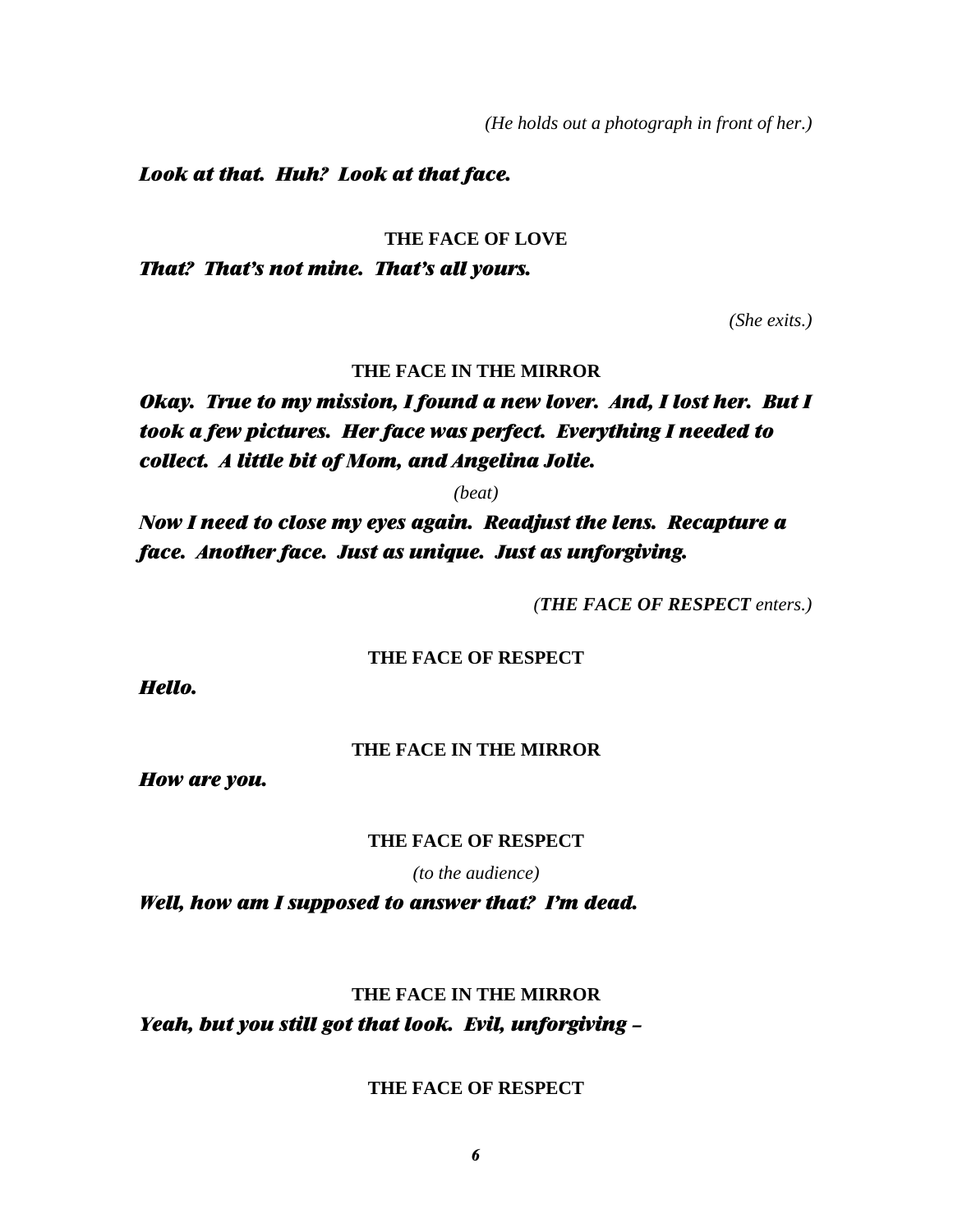*(He holds out a photograph in front of her.)*

***Look at that. Huh? Look at that face.***

**THE FACE OF LOVE**

***That? That's not mine. That's all yours.***

*(She exits.)*

**THE FACE IN THE MIRROR**

***Okay. True to my mission, I found a new lover. And, I lost her. But I took a few pictures. Her face was perfect. Everything I needed to collect. A little bit of Mom, and Angelina Jolie.***

*(beat)*

***Now I need to close my eyes again. Readjust the lens. Recapture a face. Another face. Just as unique. Just as unforgiving.***

*(**THE FACE OF RESPECT** enters.)*

**THE FACE OF RESPECT**

***Hello.***

**THE FACE IN THE MIRROR**

***How are you.***

**THE FACE OF RESPECT**

*(to the audience)*

***Well, how am I supposed to answer that? I'm dead.***

**THE FACE IN THE MIRROR**

***Yeah, but you still got that look. Evil, unforgiving –***

**THE FACE OF RESPECT**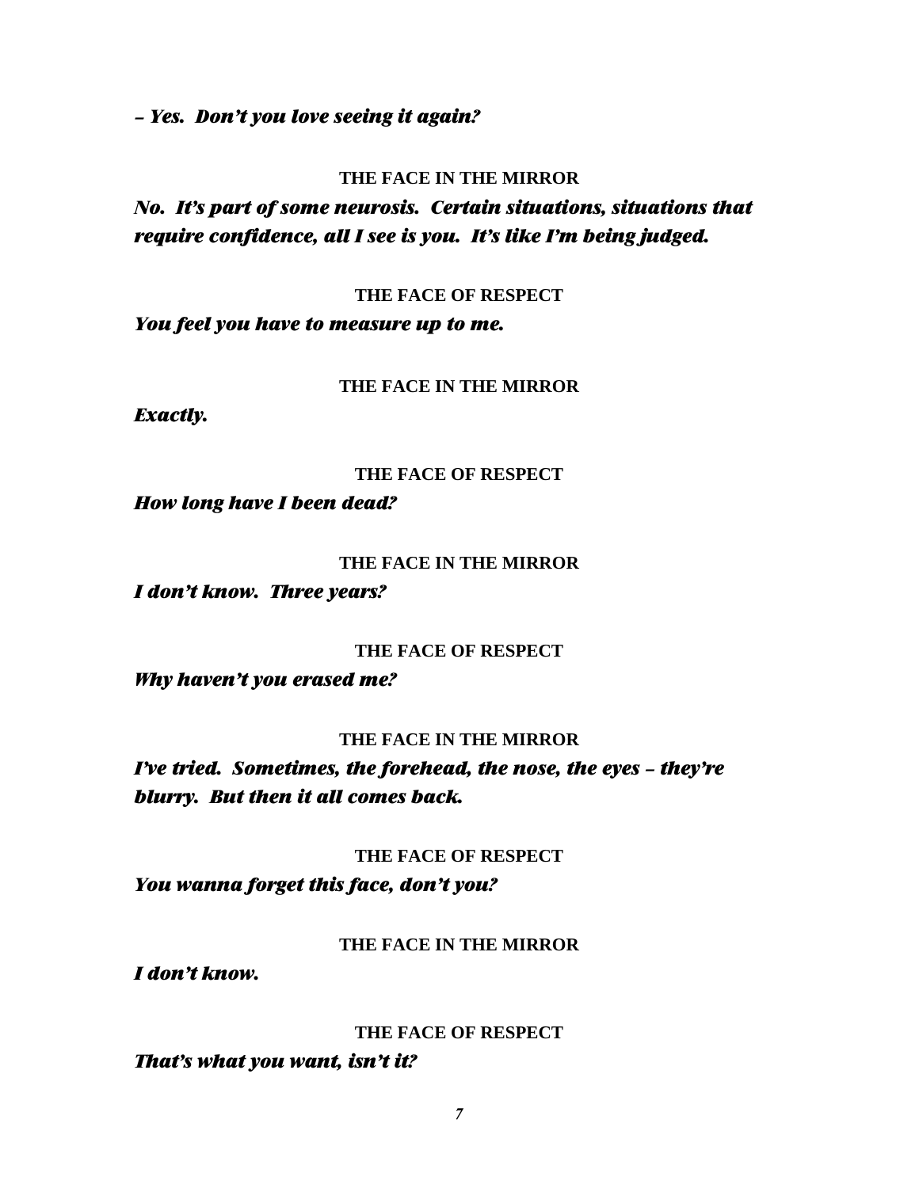*– Yes.  Don't you love seeing it again?*

**THE FACE IN THE MIRROR**

*No.  It's part of some neurosis.  Certain situations, situations that require confidence, all I see is you.  It's like I'm being judged.*

**THE FACE OF RESPECT**

*You feel you have to measure up to me.*

**THE FACE IN THE MIRROR**

*Exactly.*

**THE FACE OF RESPECT**

*How long have I been dead?*

**THE FACE IN THE MIRROR**

*I don't know.  Three years?*

**THE FACE OF RESPECT**

*Why haven't you erased me?*

**THE FACE IN THE MIRROR**

*I've tried.  Sometimes, the forehead, the nose, the eyes – they're blurry.  But then it all comes back.*

**THE FACE OF RESPECT**

*You wanna forget this face, don't you?*

**THE FACE IN THE MIRROR**

*I don't know.*

**THE FACE OF RESPECT**

*That's what you want, isn't it?*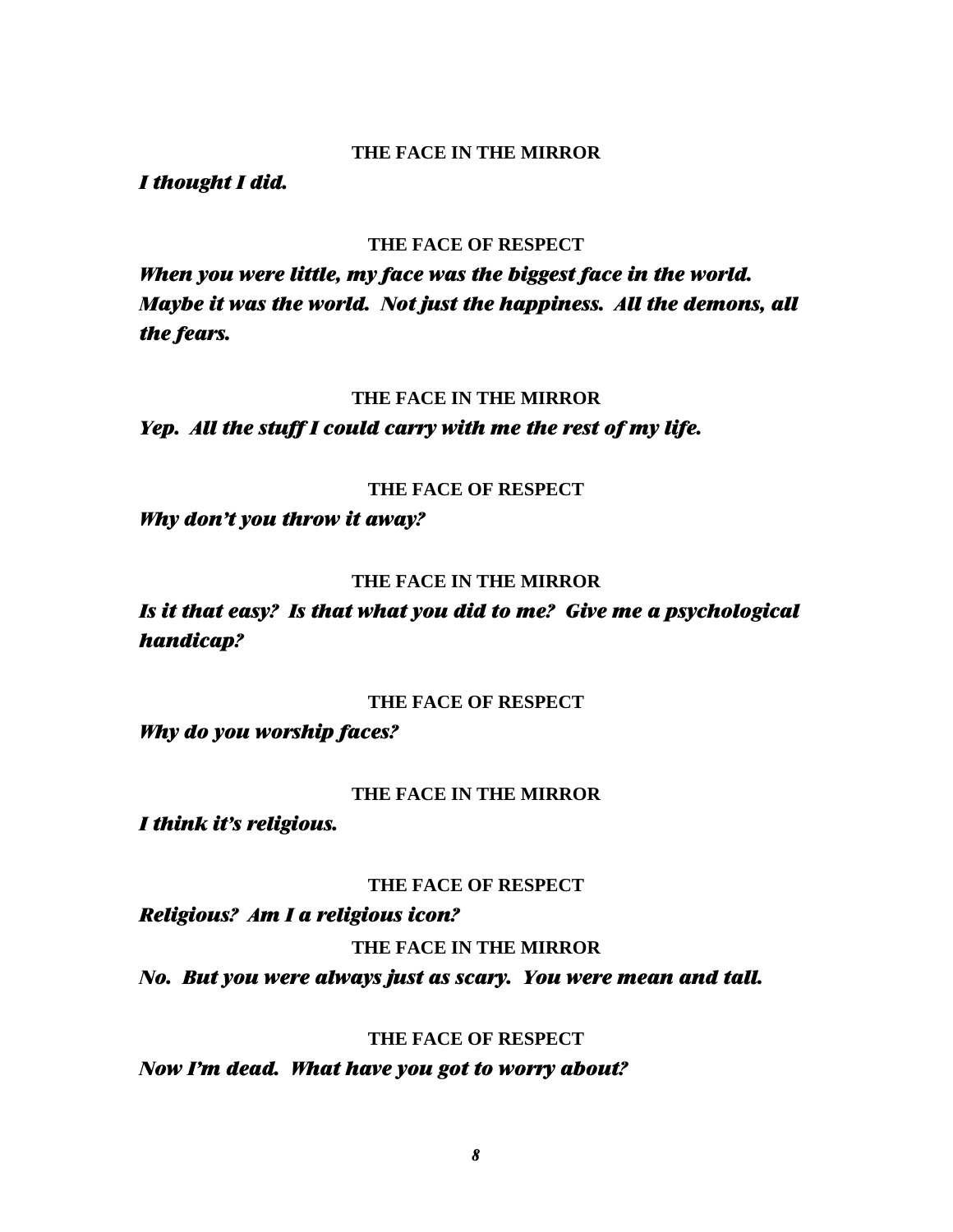**THE FACE IN THE MIRROR**

***I thought I did.***

**THE FACE OF RESPECT**

***When you were little, my face was the biggest face in the world. Maybe it was the world. Not just the happiness. All the demons, all the fears.***

**THE FACE IN THE MIRROR**

***Yep. All the stuff I could carry with me the rest of my life.***

**THE FACE OF RESPECT**

***Why don't you throw it away?***

**THE FACE IN THE MIRROR**

***Is it that easy? Is that what you did to me? Give me a psychological handicap?***

**THE FACE OF RESPECT**

***Why do you worship faces?***

**THE FACE IN THE MIRROR**

***I think it's religious.***

**THE FACE OF RESPECT**

***Religious? Am I a religious icon?***

**THE FACE IN THE MIRROR**

***No. But you were always just as scary. You were mean and tall.***

**THE FACE OF RESPECT**

***Now I'm dead. What have you got to worry about?***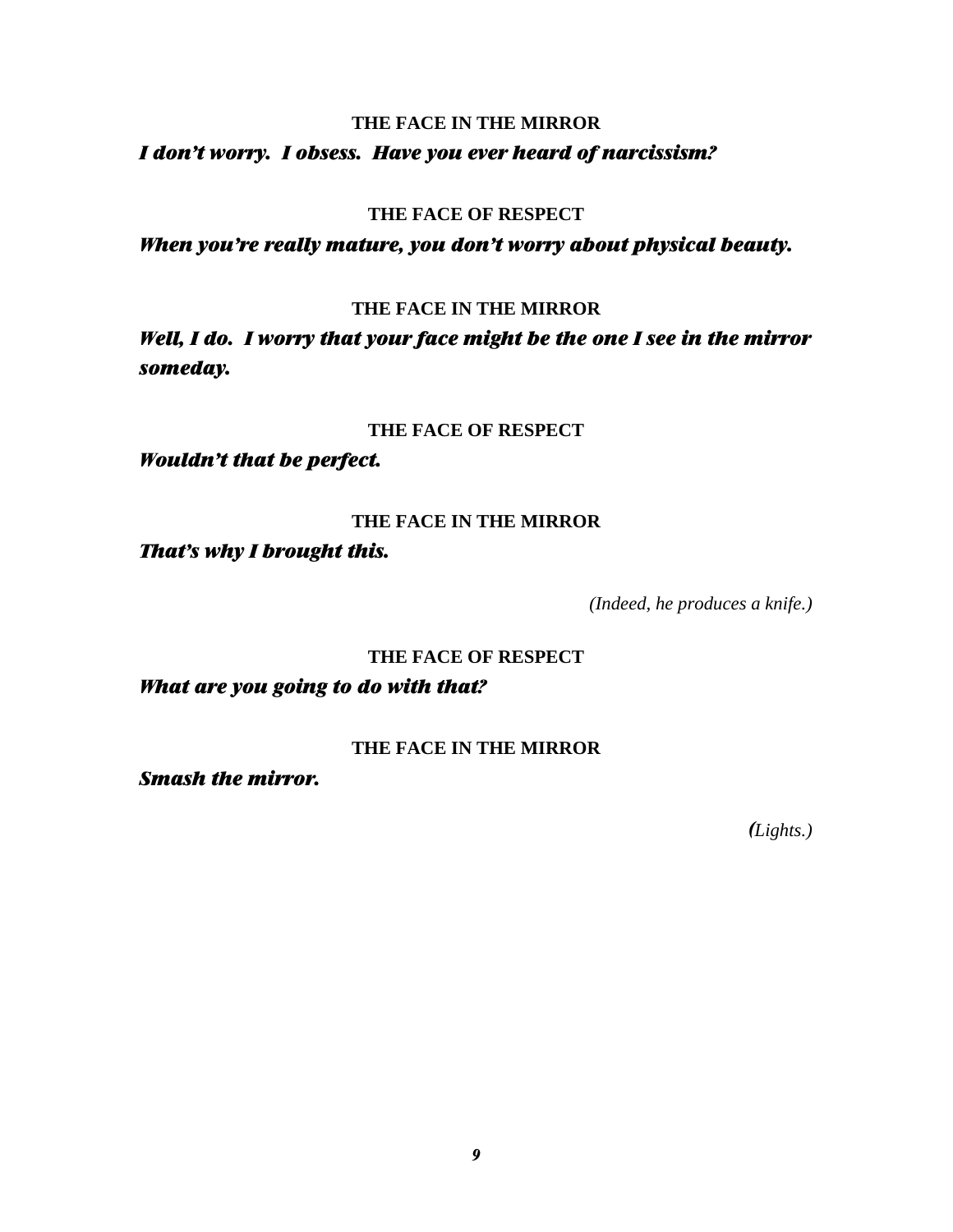**THE FACE IN THE MIRROR**

***I don't worry. I obsess. Have you ever heard of narcissism?***

**THE FACE OF RESPECT**

***When you're really mature, you don't worry about physical beauty.***

**THE FACE IN THE MIRROR**

***Well, I do. I worry that your face might be the one I see in the mirror someday.***

**THE FACE OF RESPECT**

***Wouldn't that be perfect.***

**THE FACE IN THE MIRROR**

***That's why I brought this.***

*(Indeed, he produces a knife.)*

**THE FACE OF RESPECT**

***What are you going to do with that?***

**THE FACE IN THE MIRROR**

***Smash the mirror.***

*(Lights.)*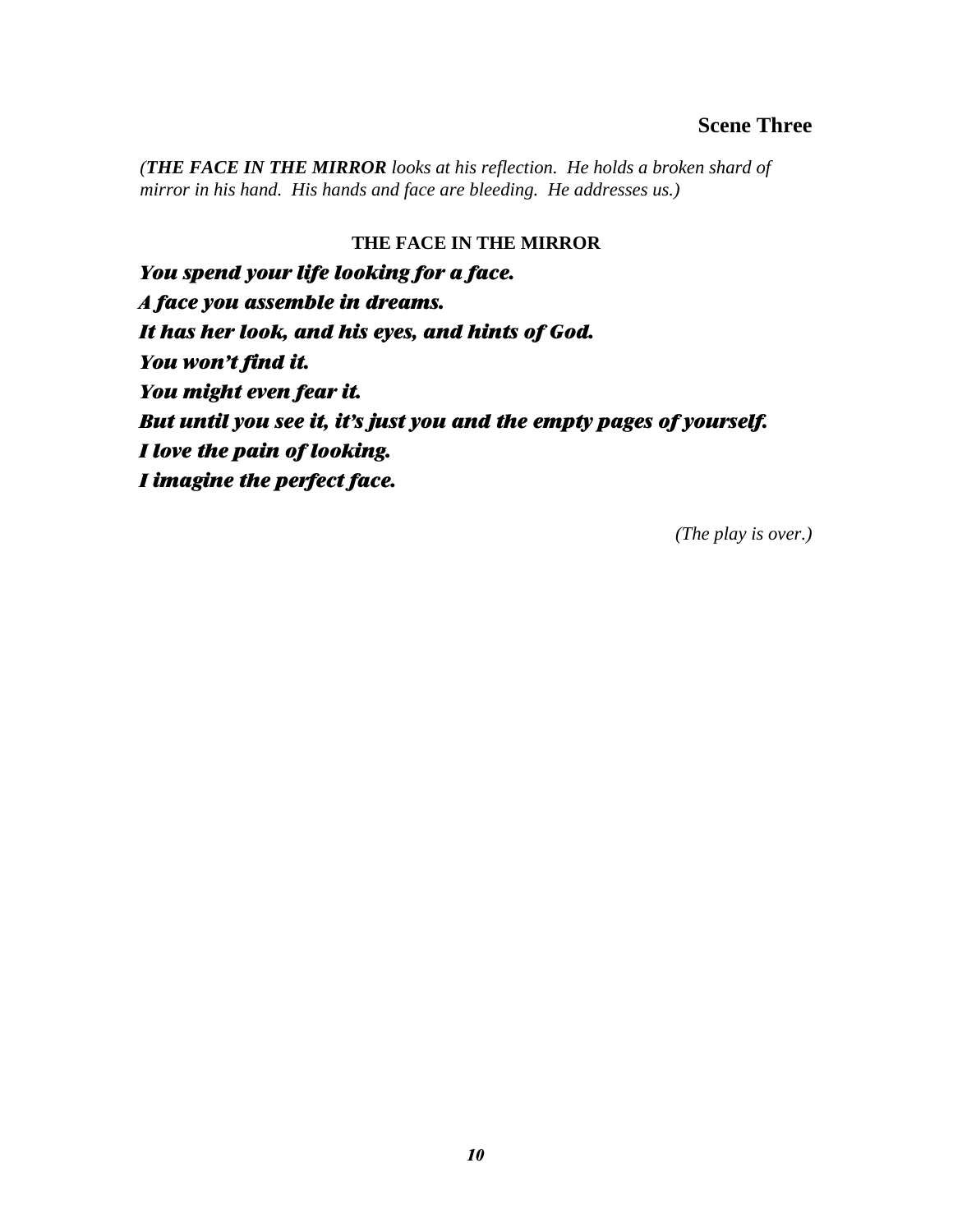## Scene Three

*(**THE FACE IN THE MIRROR** looks at his reflection. He holds a broken shard of mirror in his hand. His hands and face are bleeding. He addresses us.)*

**THE FACE IN THE MIRROR**

***You spend your life looking for a face.***
***A face you assemble in dreams.***
***It has her look, and his eyes, and hints of God.***
***You won't find it.***
***You might even fear it.***
***But until you see it, it's just you and the empty pages of yourself.***
***I love the pain of looking.***
***I imagine the perfect face.***

*(The play is over.)*